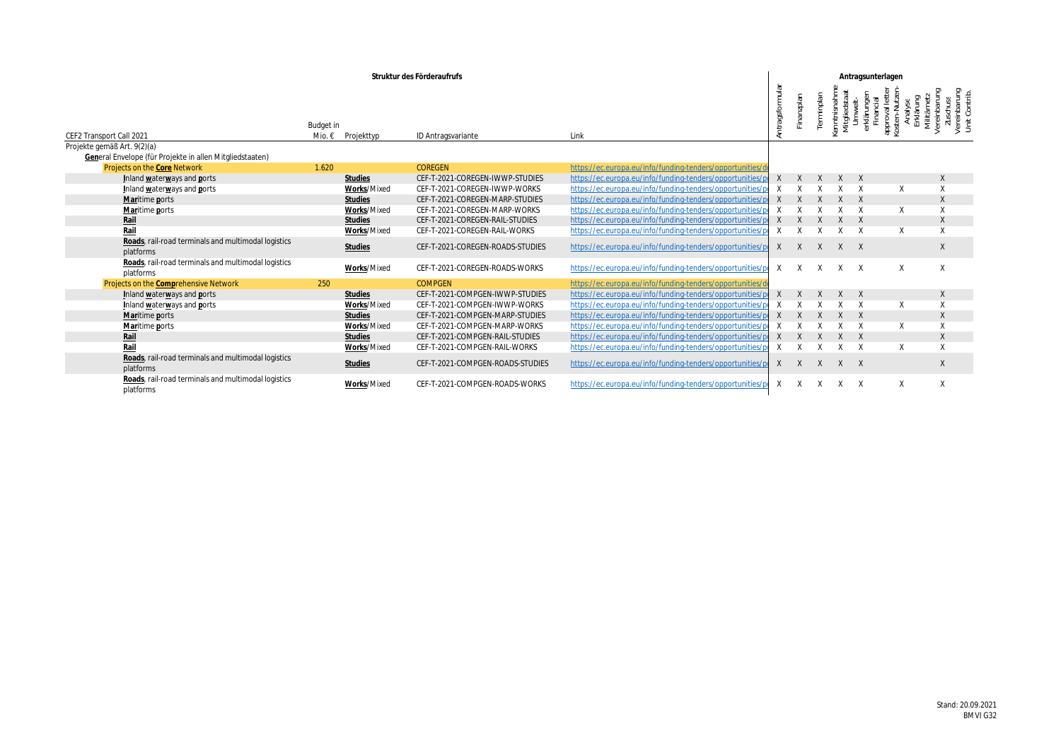| Struktur des Förderaufrufs | | | | | Antragsunterlagen | | | | | | | | | |
|---|---|---|---|---|---|---|---|---|---|---|---|---|---|---|
| CEF2 Transport Call 2021 | Budget in Mio. € | Projekttyp | ID Antragsvariante | Link | Antragsformular | Finanzplan | Terminplan | Kenntnisnahme Mitgliedstaat | Umwelt-erklärungen | Financial approval letter | Kosten-Nutzen-Analyse | Erklärung Militärnetz | Vereinbarung Zuschuss | Vereinbarung Unit Contrib. |
| Projekte gemäß Art. 9(2)(a) | | | | | | | | | | | | | | |
| **Gen**eral Envelope (für Projekte in allen Mitgliedstaaten) | | | | | | | | | | | | | | |
| Projects on the **Core** Network | 1.620 | | COREGEN | https://ec.europa.eu/info/funding-tenders/opportunities/d | | | | | | | | | | |
| **I**nland **w**ater**w**ays and **p**orts | | **Studies** | CEF-T-2021-COREGEN-IWWP-STUDIES | https://ec.europa.eu/info/funding-tenders/opportunities/p | X | X | X | X | X | | | | X | |
| **I**nland **w**ater**w**ays and **p**orts | | **Works**/Mixed | CEF-T-2021-COREGEN-IWWP-WORKS | https://ec.europa.eu/info/funding-tenders/opportunities/p | X | X | X | X | X | | X | | X | |
| **Mar**itime **p**orts | | **Studies** | CEF-T-2021-COREGEN-MARP-STUDIES | https://ec.europa.eu/info/funding-tenders/opportunities/p | X | X | X | X | X | | | | X | |
| **Mar**itime **p**orts | | **Works**/Mixed | CEF-T-2021-COREGEN-MARP-WORKS | https://ec.europa.eu/info/funding-tenders/opportunities/p | X | X | X | X | X | | X | | X | |
| **Rail** | | **Studies** | CEF-T-2021-COREGEN-RAIL-STUDIES | https://ec.europa.eu/info/funding-tenders/opportunities/p | X | X | X | X | X | | | | X | |
| **Rail** | | **Works**/Mixed | CEF-T-2021-COREGEN-RAIL-WORKS | https://ec.europa.eu/info/funding-tenders/opportunities/p | X | X | X | X | X | | X | | X | |
| **Roads**, rail-road terminals and multimodal logistics platforms | | **Studies** | CEF-T-2021-COREGEN-ROADS-STUDIES | https://ec.europa.eu/info/funding-tenders/opportunities/p | X | X | X | X | X | | | | X | |
| **Roads**, rail-road terminals and multimodal logistics platforms | | **Works**/Mixed | CEF-T-2021-COREGEN-ROADS-WORKS | https://ec.europa.eu/info/funding-tenders/opportunities/p | X | X | X | X | X | | X | | X | |
| Projects on the **Comp**rehensive Network | 250 | | COMPGEN | https://ec.europa.eu/info/funding-tenders/opportunities/d | | | | | | | | | | |
| **I**nland **w**ater**w**ays and **p**orts | | **Studies** | CEF-T-2021-COMPGEN-IWWP-STUDIES | https://ec.europa.eu/info/funding-tenders/opportunities/p | X | X | X | X | X | | | | X | |
| **I**nland **w**ater**w**ays and **p**orts | | **Works**/Mixed | CEF-T-2021-COMPGEN-IWWP-WORKS | https://ec.europa.eu/info/funding-tenders/opportunities/p | X | X | X | X | X | | X | | X | |
| **Mar**itime **p**orts | | **Studies** | CEF-T-2021-COMPGEN-MARP-STUDIES | https://ec.europa.eu/info/funding-tenders/opportunities/p | X | X | X | X | X | | | | X | |
| **Mar**itime **p**orts | | **Works**/Mixed | CEF-T-2021-COMPGEN-MARP-WORKS | https://ec.europa.eu/info/funding-tenders/opportunities/p | X | X | X | X | X | | X | | X | |
| **Rail** | | **Studies** | CEF-T-2021-COMPGEN-RAIL-STUDIES | https://ec.europa.eu/info/funding-tenders/opportunities/p | X | X | X | X | X | | | | X | |
| **Rail** | | **Works**/Mixed | CEF-T-2021-COMPGEN-RAIL-WORKS | https://ec.europa.eu/info/funding-tenders/opportunities/p | X | X | X | X | X | | X | | X | |
| **Roads**, rail-road terminals and multimodal logistics platforms | | **Studies** | CEF-T-2021-COMPGEN-ROADS-STUDIES | https://ec.europa.eu/info/funding-tenders/opportunities/p | X | X | X | X | X | | | | X | |
| **Roads**, rail-road terminals and multimodal logistics platforms | | **Works**/Mixed | CEF-T-2021-COMPGEN-ROADS-WORKS | https://ec.europa.eu/info/funding-tenders/opportunities/p | X | X | X | X | X | | X | | X | |

Stand: 20.09.2021
BMVI G32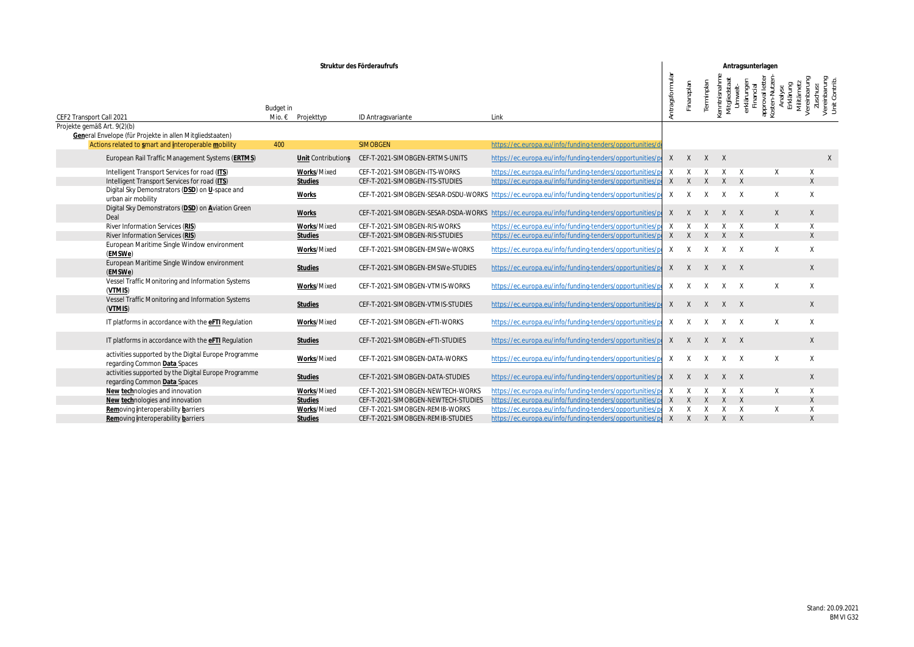| CEF2 Transport Call 2021 | Budget in Mio. € | Projekttyp | ID Antragsvariante | Link | Antragsformular | Finanzplan | Terminplan | Kenntnisnahme Mitgliedstaat | Umwelt-erklärungen | Financial approval letter | Kosten-Nutzen-Analyse | Erklärung Militärnetz | Vereinbarung Zuschuss | Vereinbarung Unit Contrib. |
|---|---|---|---|---|---|---|---|---|---|---|---|---|---|---|
| Projekte gemäß Art. 9(2)(b) | | | | | | | | | | | | | | |
| **Gen**eral Envelope (für Projekte in allen Mitgliedstaaten) | | | | | | | | | | | | | | |
| Actions related to **s**mart and **i**nteroperable **m**obility | 400 | | SIMOBGEN | https://ec.europa.eu/info/funding-tenders/opportunities/d | | | | | | | | | | |
| European Rail Traffic Management Systems (**ERTMS**) | | **Unit** Contribution**s** | CEF-T-2021-SIMOBGEN-ERTMS-UNITS | https://ec.europa.eu/info/funding-tenders/opportunities/p | X | X | X | X | | | | | | X |
| Intelligent Transport Services for road (**ITS**) | | **Works**/Mixed | CEF-T-2021-SIMOBGEN-ITS-WORKS | https://ec.europa.eu/info/funding-tenders/opportunities/p | X | X | X | X | X | | X | | X | |
| Intelligent Transport Services for road (**ITS**) | | **Studies** | CEF-T-2021-SIMOBGEN-ITS-STUDIES | https://ec.europa.eu/info/funding-tenders/opportunities/p | X | X | X | X | X | | | | X | |
| Digital Sky Demonstrators (**DSD**) on **U**-space and urban air mobility | | **Works** | CEF-T-2021-SIMOBGEN-SESAR-DSDU-WORKS | https://ec.europa.eu/info/funding-tenders/opportunities/p | X | X | X | X | X | | X | | X | |
| Digital Sky Demonstrators (**DSD**) on **A**viation Green Deal | | **Works** | CEF-T-2021-SIMOBGEN-SESAR-DSDA-WORKS | https://ec.europa.eu/info/funding-tenders/opportunities/p | X | X | X | X | X | | X | | X | |
| River Information Services (**RIS**) | | **Works**/Mixed | CEF-T-2021-SIMOBGEN-RIS-WORKS | https://ec.europa.eu/info/funding-tenders/opportunities/p | X | X | X | X | X | | X | | X | |
| River Information Services (**RIS**) | | **Studies** | CEF-T-2021-SIMOBGEN-RIS-STUDIES | https://ec.europa.eu/info/funding-tenders/opportunities/p | X | X | X | X | X | | | | X | |
| European Maritime Single Window environment (**EMSWe**) | | **Works**/Mixed | CEF-T-2021-SIMOBGEN-EMSWe-WORKS | https://ec.europa.eu/info/funding-tenders/opportunities/p | X | X | X | X | X | | X | | X | |
| European Maritime Single Window environment (**EMSWe**) | | **Studies** | CEF-T-2021-SIMOBGEN-EMSWe-STUDIES | https://ec.europa.eu/info/funding-tenders/opportunities/p | X | X | X | X | X | | | | X | |
| Vessel Traffic Monitoring and Information Systems (**VTMIS**) | | **Works**/Mixed | CEF-T-2021-SIMOBGEN-VTMIS-WORKS | https://ec.europa.eu/info/funding-tenders/opportunities/p | X | X | X | X | X | | X | | X | |
| Vessel Traffic Monitoring and Information Systems (**VTMIS**) | | **Studies** | CEF-T-2021-SIMOBGEN-VTMIS-STUDIES | https://ec.europa.eu/info/funding-tenders/opportunities/p | X | X | X | X | X | | | | X | |
| IT platforms in accordance with the **eFTI** Regulation | | **Works**/Mixed | CEF-T-2021-SIMOBGEN-eFTI-WORKS | https://ec.europa.eu/info/funding-tenders/opportunities/p | X | X | X | X | X | | X | | X | |
| IT platforms in accordance with the **eFTI** Regulation | | **Studies** | CEF-T-2021-SIMOBGEN-eFTI-STUDIES | https://ec.europa.eu/info/funding-tenders/opportunities/p | X | X | X | X | X | | | | X | |
| activities supported by the Digital Europe Programme regarding Common **Data** Spaces | | **Works**/Mixed | CEF-T-2021-SIMOBGEN-DATA-WORKS | https://ec.europa.eu/info/funding-tenders/opportunities/p | X | X | X | X | X | | X | | X | |
| activities supported by the Digital Europe Programme regarding Common **Data** Spaces | | **Studies** | CEF-T-2021-SIMOBGEN-DATA-STUDIES | https://ec.europa.eu/info/funding-tenders/opportunities/p | X | X | X | X | X | | | | X | |
| **New tech**nologies and innovation | | **Works**/Mixed | CEF-T-2021-SIMOBGEN-NEWTECH-WORKS | https://ec.europa.eu/info/funding-tenders/opportunities/p | X | X | X | X | X | | X | | X | |
| **New tech**nologies and innovation | | **Studies** | CEF-T-2021-SIMOBGEN-NEWTECH-STUDIES | https://ec.europa.eu/info/funding-tenders/opportunities/p | X | X | X | X | X | | | | X | |
| **Rem**oving **i**nteroperability **b**arriers | | **Works**/Mixed | CEF-T-2021-SIMOBGEN-REMIB-WORKS | https://ec.europa.eu/info/funding-tenders/opportunities/p | X | X | X | X | X | | X | | X | |
| **Rem**oving **i**nteroperability **b**arriers | | **Studies** | CEF-T-2021-SIMOBGEN-REMIB-STUDIES | https://ec.europa.eu/info/funding-tenders/opportunities/p | X | X | X | X | X | | | | X | |

Stand: 20.09.2021
BMVI G32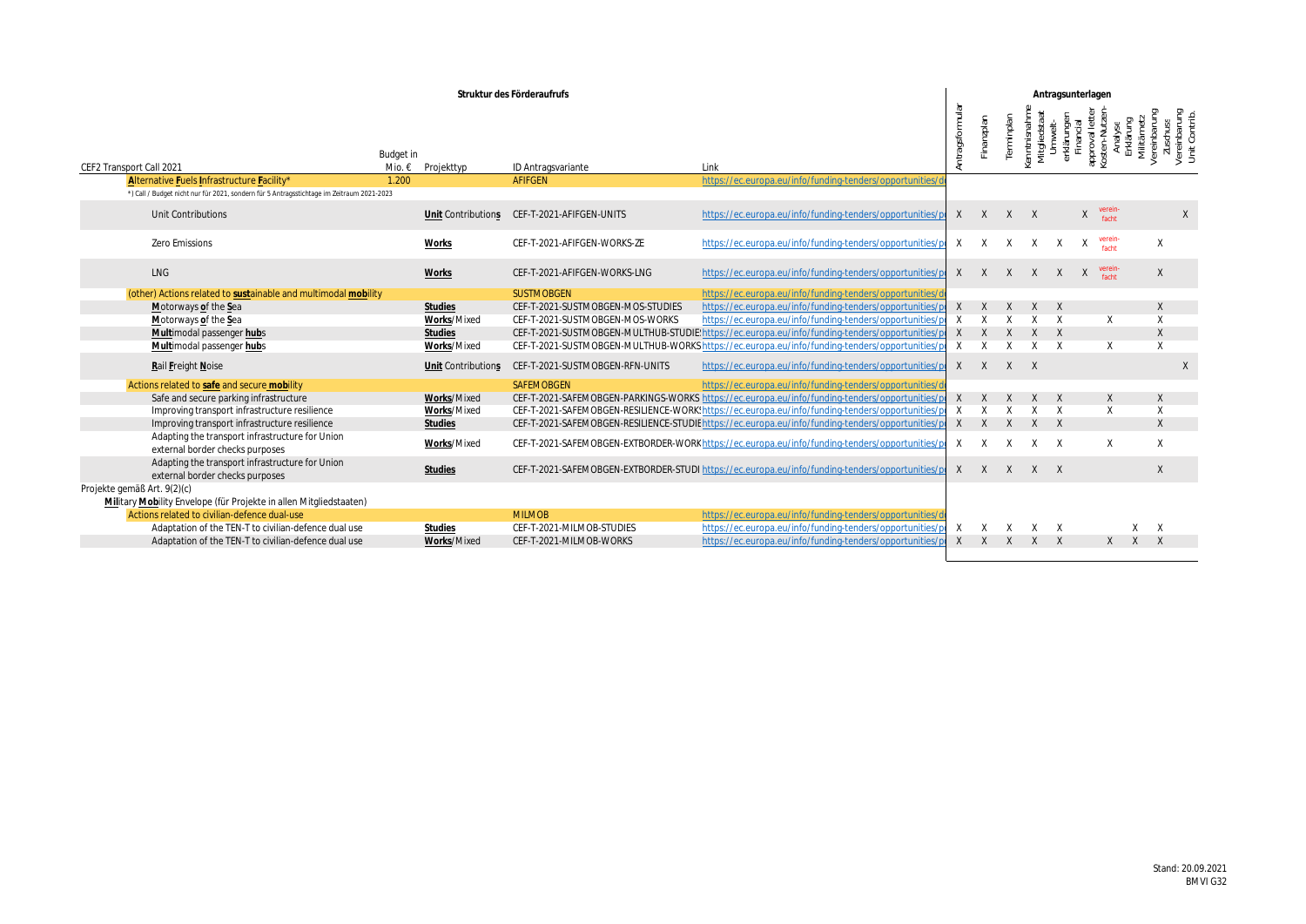| Struktur des Förderaufrufs | | | | | Antragsunterlagen | | | | | | | | | |
|---|---|---|---|---|---|---|---|---|---|---|---|---|---|---|
| CEF2 Transport Call 2021 | Budget in Mio. € | Projekttyp | ID Antragsvariante | Link | Antragsformular | Finanzplan | Terminplan | Kenntnisnahme Mitgliedstaat | Umwelt-erklärungen | Financial approval letter | Kosten-Nutzen-Analyse | Erklärung Militärnetz | Vereinbarung Zuschuss | Vereinbarung Unit Contrib. |
| Alternative Fuels Infrastructure Facility* | 1.200 | | AFIFGEN | https://ec.europa.eu/info/funding-tenders/opportunities/d | | | | | | | | | | |
| *) Call / Budget nicht nur für 2021, sondern für 5 Antragsstichtage im Zeitraum 2021-2023 | | | | | | | | | | | | | | |
| Unit Contributions | | Unit Contributions | CEF-T-2021-AFIFGEN-UNITS | https://ec.europa.eu/info/funding-tenders/opportunities/p | X | X | X | X | | X | vereinfacht | | | X |
| Zero Emissions | | Works | CEF-T-2021-AFIFGEN-WORKS-ZE | https://ec.europa.eu/info/funding-tenders/opportunities/p | X | X | X | X | X | X | vereinfacht | | X | |
| LNG | | Works | CEF-T-2021-AFIFGEN-WORKS-LNG | https://ec.europa.eu/info/funding-tenders/opportunities/p | X | X | X | X | X | X | vereinfacht | | X | |
| (other) Actions related to sustainable and multimodal mobility | | | SUSTMOBGEN | https://ec.europa.eu/info/funding-tenders/opportunities/d | | | | | | | | | | |
| Motorways of the Sea | | Studies | CEF-T-2021-SUSTMOBGEN-MOS-STUDIES | https://ec.europa.eu/info/funding-tenders/opportunities/p | X | X | X | X | X | | | | X | |
| Motorways of the Sea | | Works/Mixed | CEF-T-2021-SUSTMOBGEN-MOS-WORKS | https://ec.europa.eu/info/funding-tenders/opportunities/p | X | X | X | X | X | | X | | X | |
| Multimodal passenger hubs | | Studies | CEF-T-2021-SUSTMOBGEN-MULTHUB-STUDIE | https://ec.europa.eu/info/funding-tenders/opportunities/p | X | X | X | X | X | | | | X | |
| Multimodal passenger hubs | | Works/Mixed | CEF-T-2021-SUSTMOBGEN-MULTHUB-WORKS | https://ec.europa.eu/info/funding-tenders/opportunities/p | X | X | X | X | X | | X | | X | |
| Rail Freight Noise | | Unit Contributions | CEF-T-2021-SUSTMOBGEN-RFN-UNITS | https://ec.europa.eu/info/funding-tenders/opportunities/p | X | X | X | X | | | | | | X |
| Actions related to safe and secure mobility | | | SAFEMOBGEN | https://ec.europa.eu/info/funding-tenders/opportunities/d | | | | | | | | | | |
| Safe and secure parking infrastructure | | Works/Mixed | CEF-T-2021-SAFEMOBGEN-PARKINGS-WORKS | https://ec.europa.eu/info/funding-tenders/opportunities/p | X | X | X | X | X | | X | | X | |
| Improving transport infrastructure resilience | | Works/Mixed | CEF-T-2021-SAFEMOBGEN-RESILIENCE-WORKS | https://ec.europa.eu/info/funding-tenders/opportunities/p | X | X | X | X | X | | X | | X | |
| Improving transport infrastructure resilience | | Studies | CEF-T-2021-SAFEMOBGEN-RESILIENCE-STUDIE | https://ec.europa.eu/info/funding-tenders/opportunities/p | X | X | X | X | X | | | | X | |
| Adapting the transport infrastructure for Union external border checks purposes | | Works/Mixed | CEF-T-2021-SAFEMOBGEN-EXTBORDER-WORK | https://ec.europa.eu/info/funding-tenders/opportunities/p | X | X | X | X | X | | X | | X | |
| Adapting the transport infrastructure for Union external border checks purposes | | Studies | CEF-T-2021-SAFEMOBGEN-EXTBORDER-STUDI | https://ec.europa.eu/info/funding-tenders/opportunities/p | X | X | X | X | X | | | | X | |
| Projekte gemäß Art. 9(2)(c) | | | | | | | | | | | | | | |
| Military Mobility Envelope (für Projekte in allen Mitgliedstaaten) | | | | | | | | | | | | | | |
| Actions related to civilian-defence dual-use | | | MILMOB | https://ec.europa.eu/info/funding-tenders/opportunities/d | | | | | | | | | | |
| Adaptation of the TEN-T to civilian-defence dual use | | Studies | CEF-T-2021-MILMOB-STUDIES | https://ec.europa.eu/info/funding-tenders/opportunities/p | X | X | X | X | X | | | X | X | |
| Adaptation of the TEN-T to civilian-defence dual use | | Works/Mixed | CEF-T-2021-MILMOB-WORKS | https://ec.europa.eu/info/funding-tenders/opportunities/p | X | X | X | X | X | | X | X | X | |

Stand: 20.09.2021
BMVI G32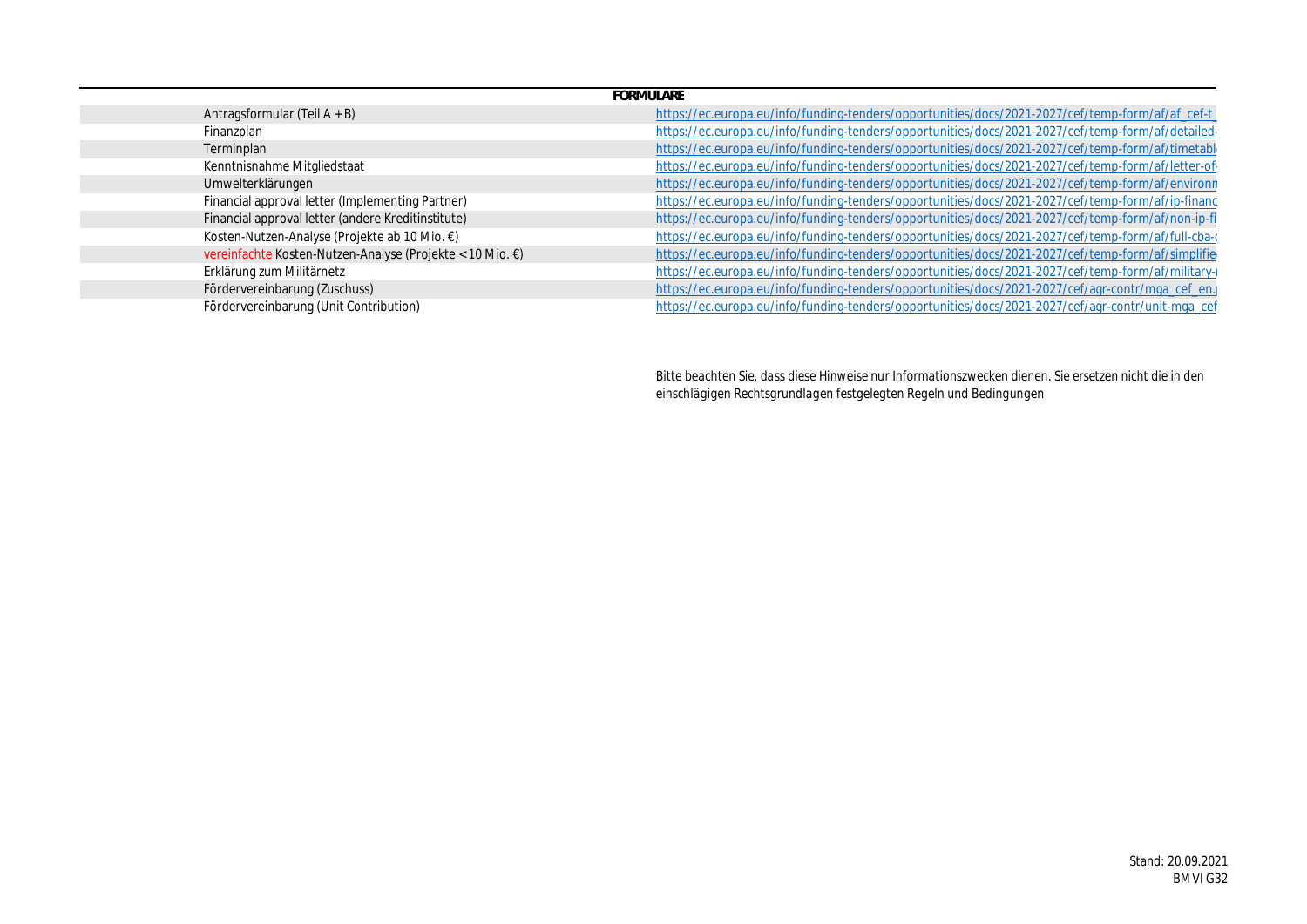| FORMULARE | |
|---|---|
| Antragsformular (Teil A + B) | https://ec.europa.eu/info/funding-tenders/opportunities/docs/2021-2027/cef/temp-form/af/af_cef-t_ |
| Finanzplan | https://ec.europa.eu/info/funding-tenders/opportunities/docs/2021-2027/cef/temp-form/af/detailed- |
| Terminplan | https://ec.europa.eu/info/funding-tenders/opportunities/docs/2021-2027/cef/temp-form/af/timetabl |
| Kenntnisnahme Mitgliedstaat | https://ec.europa.eu/info/funding-tenders/opportunities/docs/2021-2027/cef/temp-form/af/letter-of- |
| Umwelterklärungen | https://ec.europa.eu/info/funding-tenders/opportunities/docs/2021-2027/cef/temp-form/af/environn |
| Financial approval letter (Implementing Partner) | https://ec.europa.eu/info/funding-tenders/opportunities/docs/2021-2027/cef/temp-form/af/ip-financ |
| Financial approval letter (andere Kreditinstitute) | https://ec.europa.eu/info/funding-tenders/opportunities/docs/2021-2027/cef/temp-form/af/non-ip-fi |
| Kosten-Nutzen-Analyse (Projekte ab 10 Mio. €) | https://ec.europa.eu/info/funding-tenders/opportunities/docs/2021-2027/cef/temp-form/af/full-cba- |
| vereinfachte Kosten-Nutzen-Analyse (Projekte < 10 Mio. €) | https://ec.europa.eu/info/funding-tenders/opportunities/docs/2021-2027/cef/temp-form/af/simplifie |
| Erklärung zum Militärnetz | https://ec.europa.eu/info/funding-tenders/opportunities/docs/2021-2027/cef/temp-form/af/military- |
| Fördervereinbarung (Zuschuss) | https://ec.europa.eu/info/funding-tenders/opportunities/docs/2021-2027/cef/agr-contr/mga_cef_en. |
| Fördervereinbarung (Unit Contribution) | https://ec.europa.eu/info/funding-tenders/opportunities/docs/2021-2027/cef/agr-contr/unit-mga_cef |

Bitte beachten Sie, dass diese Hinweise nur Informationszwecken dienen. Sie ersetzen nicht die in den einschlägigen Rechtsgrundlagen festgelegten Regeln und Bedingungen

Stand: 20.09.2021
BMVI G32